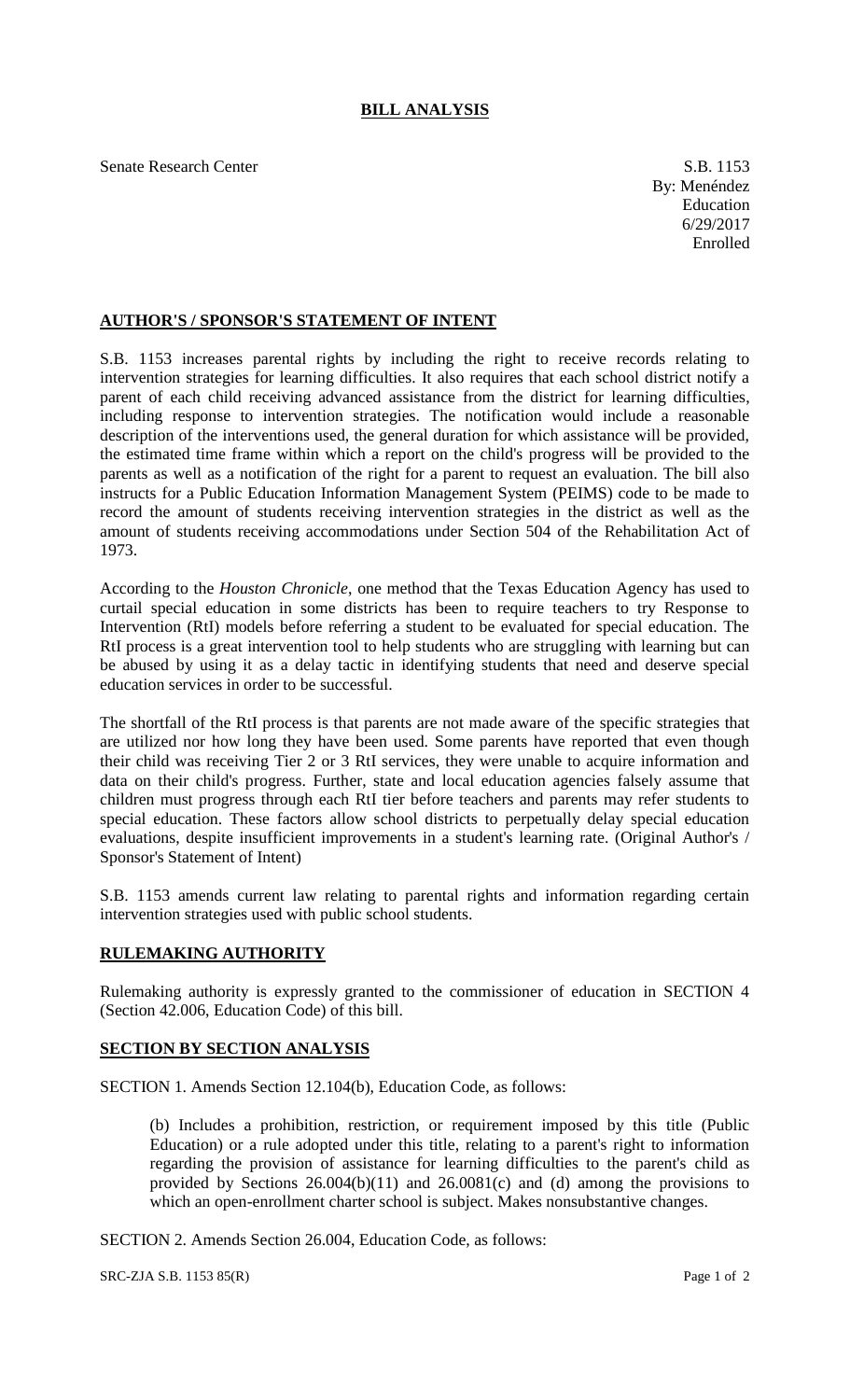# BILL ANALYSIS

Senate Research Center

S.B. 1153
By: Menéndez
Education
6/29/2017
Enrolled

## AUTHOR'S / SPONSOR'S STATEMENT OF INTENT

S.B. 1153 increases parental rights by including the right to receive records relating to intervention strategies for learning difficulties. It also requires that each school district notify a parent of each child receiving advanced assistance from the district for learning difficulties, including response to intervention strategies. The notification would include a reasonable description of the interventions used, the general duration for which assistance will be provided, the estimated time frame within which a report on the child's progress will be provided to the parents as well as a notification of the right for a parent to request an evaluation. The bill also instructs for a Public Education Information Management System (PEIMS) code to be made to record the amount of students receiving intervention strategies in the district as well as the amount of students receiving accommodations under Section 504 of the Rehabilitation Act of 1973.

According to the *Houston Chronicle*, one method that the Texas Education Agency has used to curtail special education in some districts has been to require teachers to try Response to Intervention (RtI) models before referring a student to be evaluated for special education. The RtI process is a great intervention tool to help students who are struggling with learning but can be abused by using it as a delay tactic in identifying students that need and deserve special education services in order to be successful.

The shortfall of the RtI process is that parents are not made aware of the specific strategies that are utilized nor how long they have been used. Some parents have reported that even though their child was receiving Tier 2 or 3 RtI services, they were unable to acquire information and data on their child's progress. Further, state and local education agencies falsely assume that children must progress through each RtI tier before teachers and parents may refer students to special education. These factors allow school districts to perpetually delay special education evaluations, despite insufficient improvements in a student's learning rate. (Original Author's / Sponsor's Statement of Intent)

S.B. 1153 amends current law relating to parental rights and information regarding certain intervention strategies used with public school students.

## RULEMAKING AUTHORITY

Rulemaking authority is expressly granted to the commissioner of education in SECTION 4 (Section 42.006, Education Code) of this bill.

## SECTION BY SECTION ANALYSIS

SECTION 1. Amends Section 12.104(b), Education Code, as follows:

(b) Includes a prohibition, restriction, or requirement imposed by this title (Public Education) or a rule adopted under this title, relating to a parent's right to information regarding the provision of assistance for learning difficulties to the parent's child as provided by Sections 26.004(b)(11) and 26.0081(c) and (d) among the provisions to which an open-enrollment charter school is subject. Makes nonsubstantive changes.

SECTION 2. Amends Section 26.004, Education Code, as follows: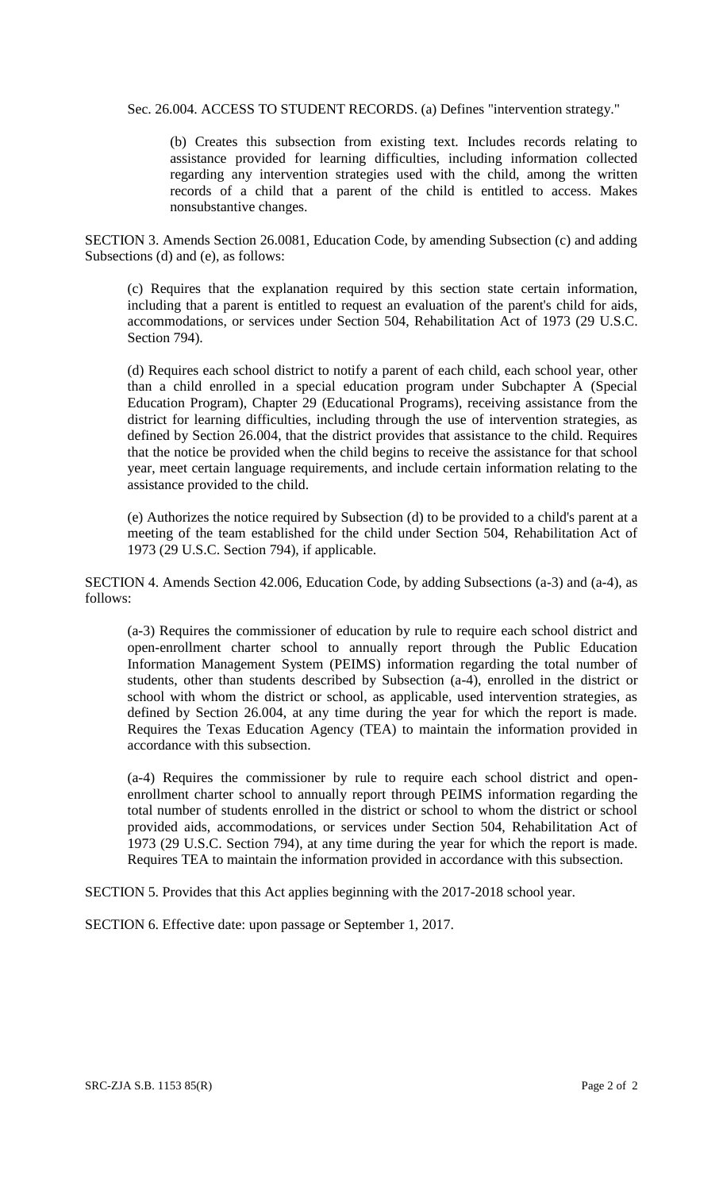Sec. 26.004. ACCESS TO STUDENT RECORDS. (a) Defines "intervention strategy."

(b) Creates this subsection from existing text. Includes records relating to assistance provided for learning difficulties, including information collected regarding any intervention strategies used with the child, among the written records of a child that a parent of the child is entitled to access. Makes nonsubstantive changes.

SECTION 3. Amends Section 26.0081, Education Code, by amending Subsection (c) and adding Subsections (d) and (e), as follows:

(c) Requires that the explanation required by this section state certain information, including that a parent is entitled to request an evaluation of the parent's child for aids, accommodations, or services under Section 504, Rehabilitation Act of 1973 (29 U.S.C. Section 794).

(d) Requires each school district to notify a parent of each child, each school year, other than a child enrolled in a special education program under Subchapter A (Special Education Program), Chapter 29 (Educational Programs), receiving assistance from the district for learning difficulties, including through the use of intervention strategies, as defined by Section 26.004, that the district provides that assistance to the child. Requires that the notice be provided when the child begins to receive the assistance for that school year, meet certain language requirements, and include certain information relating to the assistance provided to the child.

(e) Authorizes the notice required by Subsection (d) to be provided to a child's parent at a meeting of the team established for the child under Section 504, Rehabilitation Act of 1973 (29 U.S.C. Section 794), if applicable.

SECTION 4. Amends Section 42.006, Education Code, by adding Subsections (a-3) and (a-4), as follows:

(a-3) Requires the commissioner of education by rule to require each school district and open-enrollment charter school to annually report through the Public Education Information Management System (PEIMS) information regarding the total number of students, other than students described by Subsection (a-4), enrolled in the district or school with whom the district or school, as applicable, used intervention strategies, as defined by Section 26.004, at any time during the year for which the report is made. Requires the Texas Education Agency (TEA) to maintain the information provided in accordance with this subsection.

(a-4) Requires the commissioner by rule to require each school district and open-enrollment charter school to annually report through PEIMS information regarding the total number of students enrolled in the district or school to whom the district or school provided aids, accommodations, or services under Section 504, Rehabilitation Act of 1973 (29 U.S.C. Section 794), at any time during the year for which the report is made. Requires TEA to maintain the information provided in accordance with this subsection.

SECTION 5. Provides that this Act applies beginning with the 2017-2018 school year.

SECTION 6. Effective date: upon passage or September 1, 2017.